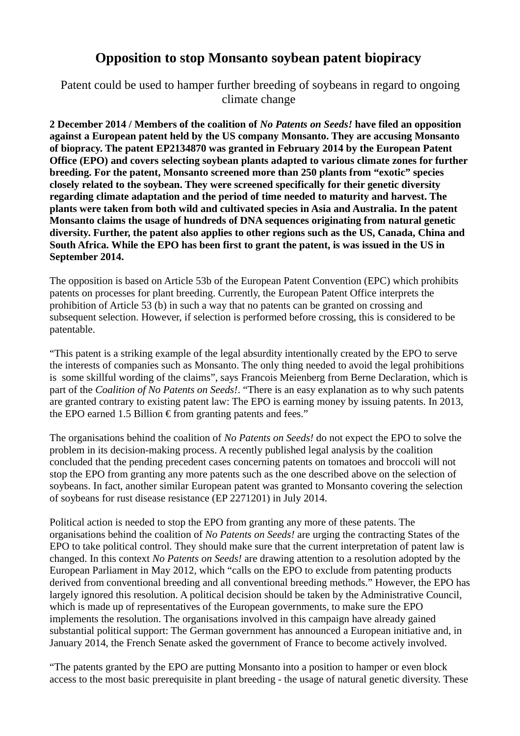# Opposition to stop Monsanto soybean patent biopiracy

Patent could be used to hamper further breeding of soybeans in regard to ongoing climate change

**2 December 2014 / Members of the coalition of *No Patents on Seeds!* have filed an opposition against a European patent held by the US company Monsanto. They are accusing Monsanto of biopracy. The patent EP2134870 was granted in February 2014 by the European Patent Office (EPO) and covers selecting soybean plants adapted to various climate zones for further breeding. For the patent, Monsanto screened more than 250 plants from "exotic" species closely related to the soybean. They were screened specifically for their genetic diversity regarding climate adaptation and the period of time needed to maturity and harvest. The plants were taken from both wild and cultivated species in Asia and Australia. In the patent Monsanto claims the usage of hundreds of DNA sequences originating from natural genetic diversity. Further, the patent also applies to other regions such as the US, Canada, China and South Africa. While the EPO has been first to grant the patent, is was issued in the US in September 2014.**

The opposition is based on Article 53b of the European Patent Convention (EPC) which prohibits patents on processes for plant breeding. Currently, the European Patent Office interprets the prohibition of Article 53 (b) in such a way that no patents can be granted on crossing and subsequent selection. However, if selection is performed before crossing, this is considered to be patentable.

"This patent is a striking example of the legal absurdity intentionally created by the EPO to serve the interests of companies such as Monsanto. The only thing needed to avoid the legal prohibitions is some skillful wording of the claims", says Francois Meienberg from Berne Declaration, which is part of the *Coalition of No Patents on Seeds!*. "There is an easy explanation as to why such patents are granted contrary to existing patent law: The EPO is earning money by issuing patents. In 2013, the EPO earned 1.5 Billion € from granting patents and fees."

The organisations behind the coalition of *No Patents on Seeds!* do not expect the EPO to solve the problem in its decision-making process. A recently published legal analysis by the coalition concluded that the pending precedent cases concerning patents on tomatoes and broccoli will not stop the EPO from granting any more patents such as the one described above on the selection of soybeans. In fact, another similar European patent was granted to Monsanto covering the selection of soybeans for rust disease resistance (EP 2271201) in July 2014.

Political action is needed to stop the EPO from granting any more of these patents. The organisations behind the coalition of *No Patents on Seeds!* are urging the contracting States of the EPO to take political control. They should make sure that the current interpretation of patent law is changed. In this context *No Patents on Seeds!* are drawing attention to a resolution adopted by the European Parliament in May 2012, which "calls on the EPO to exclude from patenting products derived from conventional breeding and all conventional breeding methods." However, the EPO has largely ignored this resolution. A political decision should be taken by the Administrative Council, which is made up of representatives of the European governments, to make sure the EPO implements the resolution. The organisations involved in this campaign have already gained substantial political support: The German government has announced a European initiative and, in January 2014, the French Senate asked the government of France to become actively involved.

"The patents granted by the EPO are putting Monsanto into a position to hamper or even block access to the most basic prerequisite in plant breeding - the usage of natural genetic diversity. These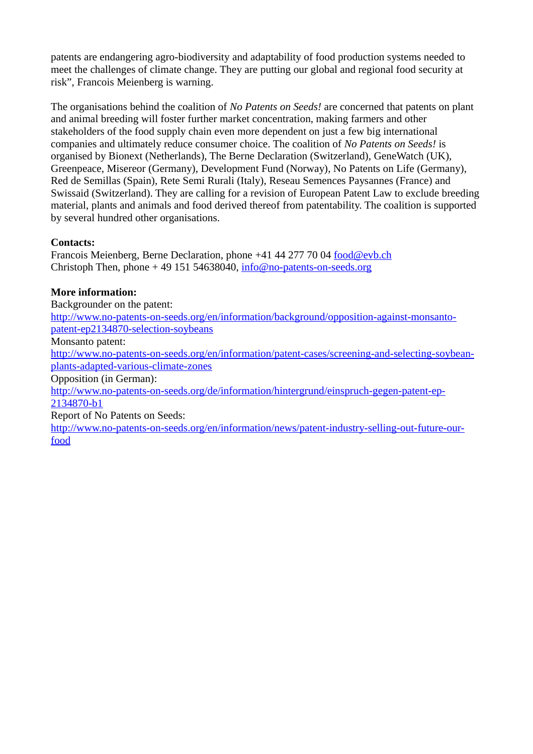patents are endangering agro-biodiversity and adaptability of food production systems needed to meet the challenges of climate change. They are putting our global and regional food security at risk", Francois Meienberg is warning.

The organisations behind the coalition of *No Patents on Seeds!* are concerned that patents on plant and animal breeding will foster further market concentration, making farmers and other stakeholders of the food supply chain even more dependent on just a few big international companies and ultimately reduce consumer choice. The coalition of *No Patents on Seeds!* is organised by Bionext (Netherlands), The Berne Declaration (Switzerland), GeneWatch (UK), Greenpeace, Misereor (Germany), Development Fund (Norway), No Patents on Life (Germany), Red de Semillas (Spain), Rete Semi Rurali (Italy), Reseau Semences Paysannes (France) and Swissaid (Switzerland). They are calling for a revision of European Patent Law to exclude breeding material, plants and animals and food derived thereof from patentability. The coalition is supported by several hundred other organisations.

**Contacts:**
Francois Meienberg, Berne Declaration, phone +41 44 277 70 04 food@evb.ch
Christoph Then, phone + 49 151 54638040, info@no-patents-on-seeds.org

**More information:**
Backgrounder on the patent:
http://www.no-patents-on-seeds.org/en/information/background/opposition-against-monsanto-patent-ep2134870-selection-soybeans
Monsanto patent:
http://www.no-patents-on-seeds.org/en/information/patent-cases/screening-and-selecting-soybean-plants-adapted-various-climate-zones
Opposition (in German):
http://www.no-patents-on-seeds.org/de/information/hintergrund/einspruch-gegen-patent-ep-2134870-b1
Report of No Patents on Seeds:
http://www.no-patents-on-seeds.org/en/information/news/patent-industry-selling-out-future-our-food